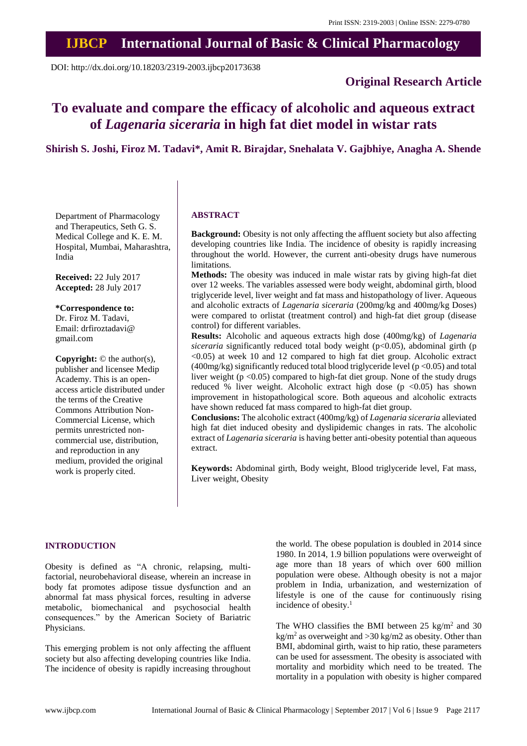Print ISSN: 2319-2003 | Online ISSN: 2279-0780

# IJBCP International Journal of Basic & Clinical Pharmacology

DOI: http://dx.doi.org/10.18203/2319-2003.ijbcp20173638

**Original Research Article**

# To evaluate and compare the efficacy of alcoholic and aqueous extract of *Lagenaria siceraria* in high fat diet model in wistar rats

**Shirish S. Joshi, Firoz M. Tadavi\*, Amit R. Birajdar, Snehalata V. Gajbhiye, Anagha A. Shende**

Department of Pharmacology and Therapeutics, Seth G. S. Medical College and K. E. M. Hospital, Mumbai, Maharashtra, India

**Received:** 22 July 2017
**Accepted:** 28 July 2017

**\*Correspondence to:**
Dr. Firoz M. Tadavi,
Email: drfiroztadavi@gmail.com

**Copyright:** © the author(s), publisher and licensee Medip Academy. This is an open-access article distributed under the terms of the Creative Commons Attribution Non-Commercial License, which permits unrestricted non-commercial use, distribution, and reproduction in any medium, provided the original work is properly cited.

## ABSTRACT

**Background:** Obesity is not only affecting the affluent society but also affecting developing countries like India. The incidence of obesity is rapidly increasing throughout the world. However, the current anti-obesity drugs have numerous limitations.

**Methods:** The obesity was induced in male wistar rats by giving high-fat diet over 12 weeks. The variables assessed were body weight, abdominal girth, blood triglyceride level, liver weight and fat mass and histopathology of liver. Aqueous and alcoholic extracts of *Lagenaria siceraria* (200mg/kg and 400mg/kg Doses) were compared to orlistat (treatment control) and high-fat diet group (disease control) for different variables.

**Results:** Alcoholic and aqueous extracts high dose (400mg/kg) of *Lagenaria siceraria* significantly reduced total body weight ($p<0.05$), abdominal girth ($p <0.05$) at week 10 and 12 compared to high fat diet group. Alcoholic extract (400mg/kg) significantly reduced total blood triglyceride level ($p <0.05$) and total liver weight ($p <0.05$) compared to high-fat diet group. None of the study drugs reduced % liver weight. Alcoholic extract high dose ($p <0.05$) has shown improvement in histopathological score. Both aqueous and alcoholic extracts have shown reduced fat mass compared to high-fat diet group.

**Conclusions:** The alcoholic extract (400mg/kg) of *Lagenaria siceraria* alleviated high fat diet induced obesity and dyslipidemic changes in rats. The alcoholic extract of *Lagenaria siceraria* is having better anti-obesity potential than aqueous extract.

**Keywords:** Abdominal girth, Body weight, Blood triglyceride level, Fat mass, Liver weight, Obesity

## INTRODUCTION

Obesity is defined as "A chronic, relapsing, multi-factorial, neurobehavioral disease, wherein an increase in body fat promotes adipose tissue dysfunction and an abnormal fat mass physical forces, resulting in adverse metabolic, biomechanical and psychosocial health consequences." by the American Society of Bariatric Physicians.

This emerging problem is not only affecting the affluent society but also affecting developing countries like India. The incidence of obesity is rapidly increasing throughout the world. The obese population is doubled in 2014 since 1980. In 2014, 1.9 billion populations were overweight of age more than 18 years of which over 600 million population were obese. Although obesity is not a major problem in India, urbanization, and westernization of lifestyle is one of the cause for continuously rising incidence of obesity.[1]

The WHO classifies the BMI between 25 kg/m$^2$ and 30 kg/m$^2$ as overweight and >30 kg/m2 as obesity. Other than BMI, abdominal girth, waist to hip ratio, these parameters can be used for assessment. The obesity is associated with mortality and morbidity which need to be treated. The mortality in a population with obesity is higher compared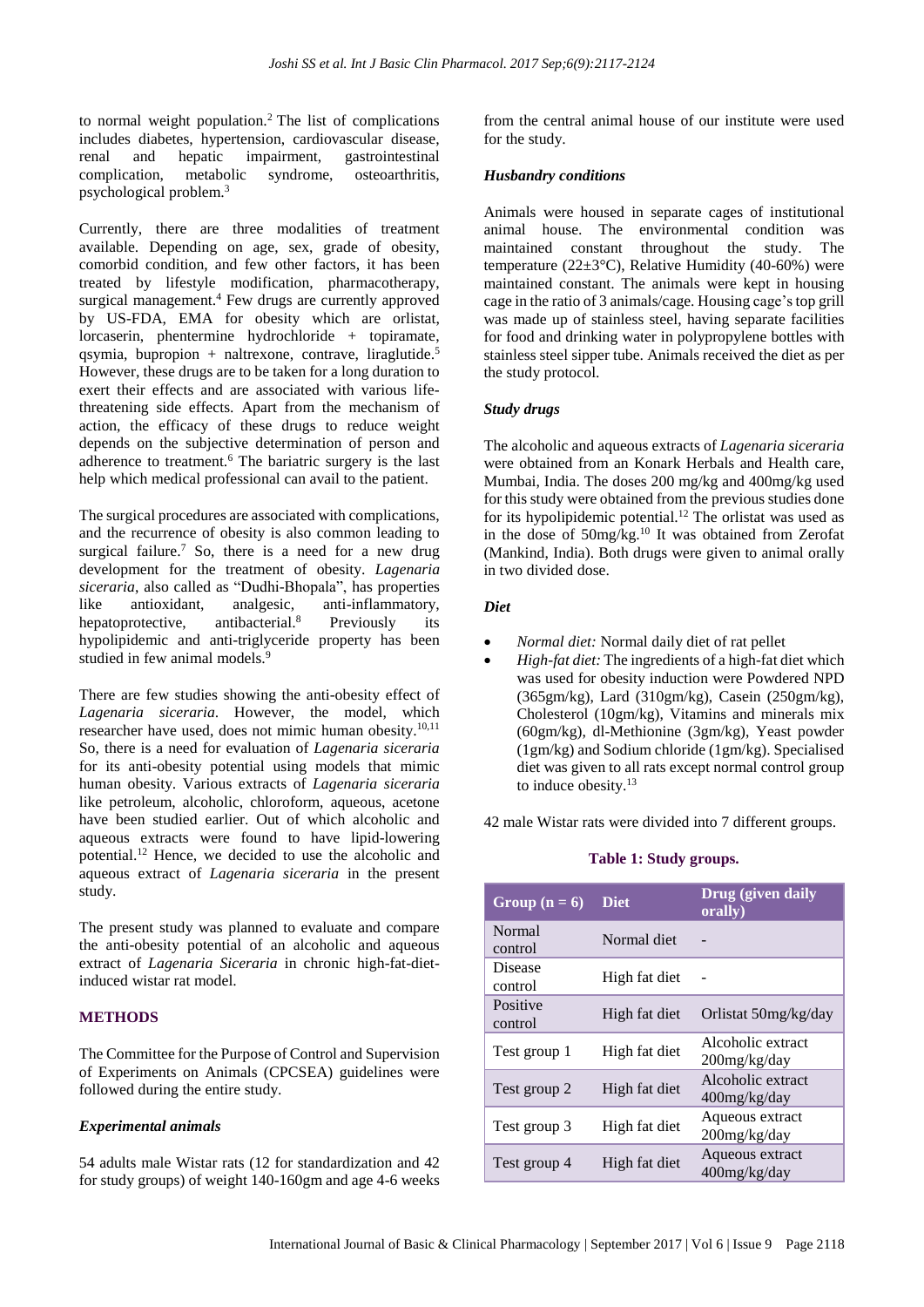to normal weight population.[2] The list of complications includes diabetes, hypertension, cardiovascular disease, renal and hepatic impairment, gastrointestinal complication, metabolic syndrome, osteoarthritis, psychological problem.[3]

Currently, there are three modalities of treatment available. Depending on age, sex, grade of obesity, comorbid condition, and few other factors, it has been treated by lifestyle modification, pharmacotherapy, surgical management.[4] Few drugs are currently approved by US-FDA, EMA for obesity which are orlistat, lorcaserin, phentermine hydrochloride + topiramate, qsymia, bupropion + naltrexone, contrave, liraglutide.[5] However, these drugs are to be taken for a long duration to exert their effects and are associated with various life-threatening side effects. Apart from the mechanism of action, the efficacy of these drugs to reduce weight depends on the subjective determination of person and adherence to treatment.[6] The bariatric surgery is the last help which medical professional can avail to the patient.

The surgical procedures are associated with complications, and the recurrence of obesity is also common leading to surgical failure.[7] So, there is a need for a new drug development for the treatment of obesity. *Lagenaria siceraria*, also called as "Dudhi-Bhopala", has properties like antioxidant, analgesic, anti-inflammatory, hepatoprotective, antibacterial.[8] Previously its hypolipidemic and anti-triglyceride property has been studied in few animal models.[9]

There are few studies showing the anti-obesity effect of *Lagenaria siceraria*. However, the model, which researcher have used, does not mimic human obesity.[10,11] So, there is a need for evaluation of *Lagenaria siceraria* for its anti-obesity potential using models that mimic human obesity. Various extracts of *Lagenaria siceraria* like petroleum, alcoholic, chloroform, aqueous, acetone have been studied earlier. Out of which alcoholic and aqueous extracts were found to have lipid-lowering potential.[12] Hence, we decided to use the alcoholic and aqueous extract of *Lagenaria siceraria* in the present study.

The present study was planned to evaluate and compare the anti-obesity potential of an alcoholic and aqueous extract of *Lagenaria Siceraria* in chronic high-fat-diet-induced wistar rat model.

## METHODS

The Committee for the Purpose of Control and Supervision of Experiments on Animals (CPCSEA) guidelines were followed during the entire study.

### *Experimental animals*

54 adults male Wistar rats (12 for standardization and 42 for study groups) of weight 140-160gm and age 4-6 weeks from the central animal house of our institute were used for the study.

### *Husbandry conditions*

Animals were housed in separate cages of institutional animal house. The environmental condition was maintained constant throughout the study. The temperature (22±3°C), Relative Humidity (40-60%) were maintained constant. The animals were kept in housing cage in the ratio of 3 animals/cage. Housing cage's top grill was made up of stainless steel, having separate facilities for food and drinking water in polypropylene bottles with stainless steel sipper tube. Animals received the diet as per the study protocol.

### *Study drugs*

The alcoholic and aqueous extracts of *Lagenaria siceraria* were obtained from an Konark Herbals and Health care, Mumbai, India. The doses 200 mg/kg and 400mg/kg used for this study were obtained from the previous studies done for its hypolipidemic potential.[12] The orlistat was used as in the dose of 50mg/kg.[10] It was obtained from Zerofat (Mankind, India). Both drugs were given to animal orally in two divided dose.

### *Diet*

- *Normal diet:* Normal daily diet of rat pellet
- *High-fat diet:* The ingredients of a high-fat diet which was used for obesity induction were Powdered NPD (365gm/kg), Lard (310gm/kg), Casein (250gm/kg), Cholesterol (10gm/kg), Vitamins and minerals mix (60gm/kg), dl-Methionine (3gm/kg), Yeast powder (1gm/kg) and Sodium chloride (1gm/kg). Specialised diet was given to all rats except normal control group to induce obesity.[13]

42 male Wistar rats were divided into 7 different groups.

**Table 1: Study groups.**

| Group (n = 6) | Diet | Drug (given daily orally) |
|---|---|---|
| Normal control | Normal diet | - |
| Disease control | High fat diet | - |
| Positive control | High fat diet | Orlistat 50mg/kg/day |
| Test group 1 | High fat diet | Alcoholic extract 200mg/kg/day |
| Test group 2 | High fat diet | Alcoholic extract 400mg/kg/day |
| Test group 3 | High fat diet | Aqueous extract 200mg/kg/day |
| Test group 4 | High fat diet | Aqueous extract 400mg/kg/day |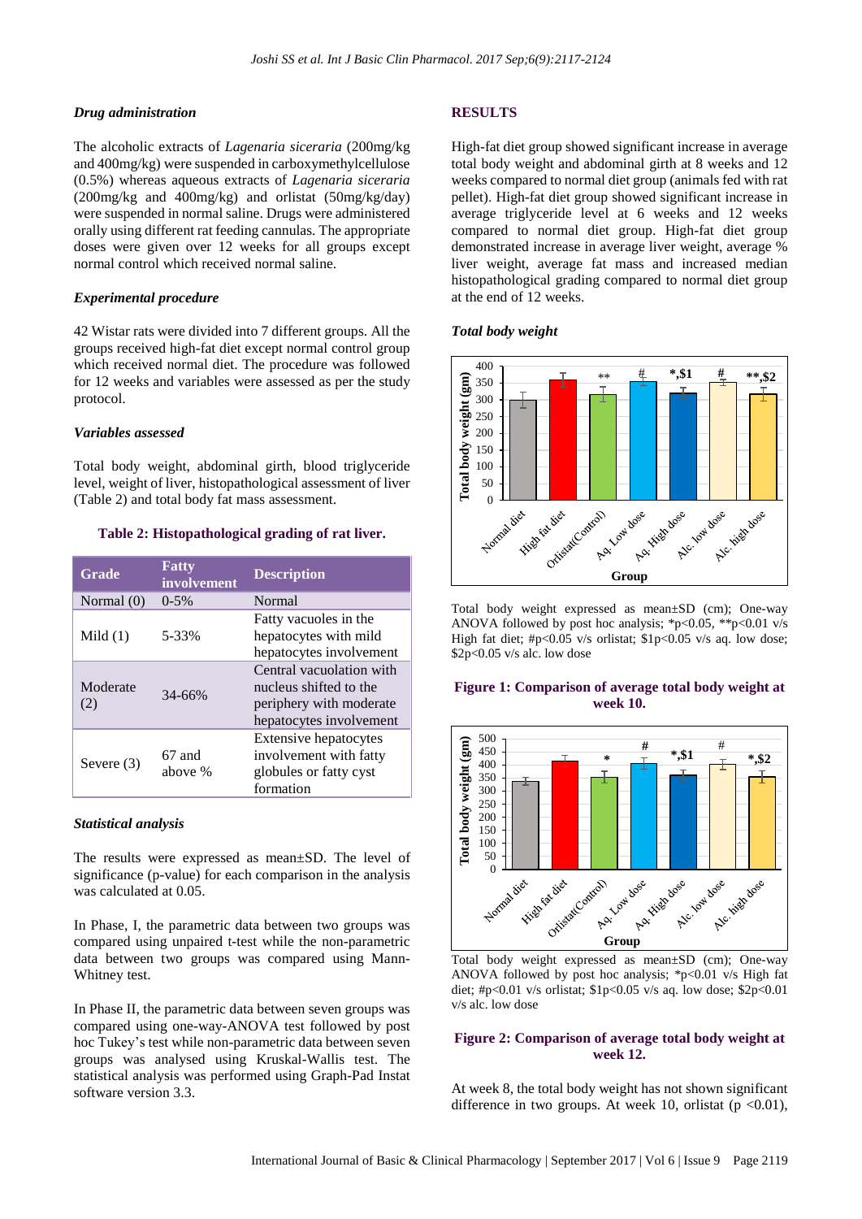### Drug administration

The alcoholic extracts of *Lagenaria siceraria* (200mg/kg and 400mg/kg) were suspended in carboxymethylcellulose (0.5%) whereas aqueous extracts of *Lagenaria siceraria* (200mg/kg and 400mg/kg) and orlistat (50mg/kg/day) were suspended in normal saline. Drugs were administered orally using different rat feeding cannulas. The appropriate doses were given over 12 weeks for all groups except normal control which received normal saline.

### Experimental procedure

42 Wistar rats were divided into 7 different groups. All the groups received high-fat diet except normal control group which received normal diet. The procedure was followed for 12 weeks and variables were assessed as per the study protocol.

### Variables assessed

Total body weight, abdominal girth, blood triglyceride level, weight of liver, histopathological assessment of liver (Table 2) and total body fat mass assessment.

**Table 2: Histopathological grading of rat liver.**

| Grade | Fatty involvement | Description |
|---|---|---|
| Normal (0) | 0-5% | Normal |
| Mild (1) | 5-33% | Fatty vacuoles in the hepatocytes with mild hepatocytes involvement |
| Moderate (2) | 34-66% | Central vacuolation with nucleus shifted to the periphery with moderate hepatocytes involvement |
| Severe (3) | 67 and above % | Extensive hepatocytes involvement with fatty globules or fatty cyst formation |

### Statistical analysis

The results were expressed as mean±SD. The level of significance (p-value) for each comparison in the analysis was calculated at 0.05.

In Phase, I, the parametric data between two groups was compared using unpaired t-test while the non-parametric data between two groups was compared using Mann-Whitney test.

In Phase II, the parametric data between seven groups was compared using one-way-ANOVA test followed by post hoc Tukey's test while non-parametric data between seven groups was analysed using Kruskal-Wallis test. The statistical analysis was performed using Graph-Pad Instat software version 3.3.

## RESULTS

High-fat diet group showed significant increase in average total body weight and abdominal girth at 8 weeks and 12 weeks compared to normal diet group (animals fed with rat pellet). High-fat diet group showed significant increase in average triglyceride level at 6 weeks and 12 weeks compared to normal diet group. High-fat diet group demonstrated increase in average liver weight, average % liver weight, average fat mass and increased median histopathological grading compared to normal diet group at the end of 12 weeks.

### Total body weight

Total body weight expressed as mean±SD (cm); One-way ANOVA followed by post hoc analysis; *p<0.05, **p<0.01 v/s High fat diet; #p<0.05 v/s orlistat; \$1p<0.05 v/s aq. low dose; \$2p<0.05 v/s alc. low dose

**Figure 1: Comparison of average total body weight at week 10.**

Total body weight expressed as mean±SD (cm); One-way ANOVA followed by post hoc analysis; *p<0.01 v/s High fat diet; #p<0.01 v/s orlistat; \$1p<0.05 v/s aq. low dose; \$2p<0.01 v/s alc. low dose

**Figure 2: Comparison of average total body weight at week 12.**

At week 8, the total body weight has not shown significant difference in two groups. At week 10, orlistat (p <0.01),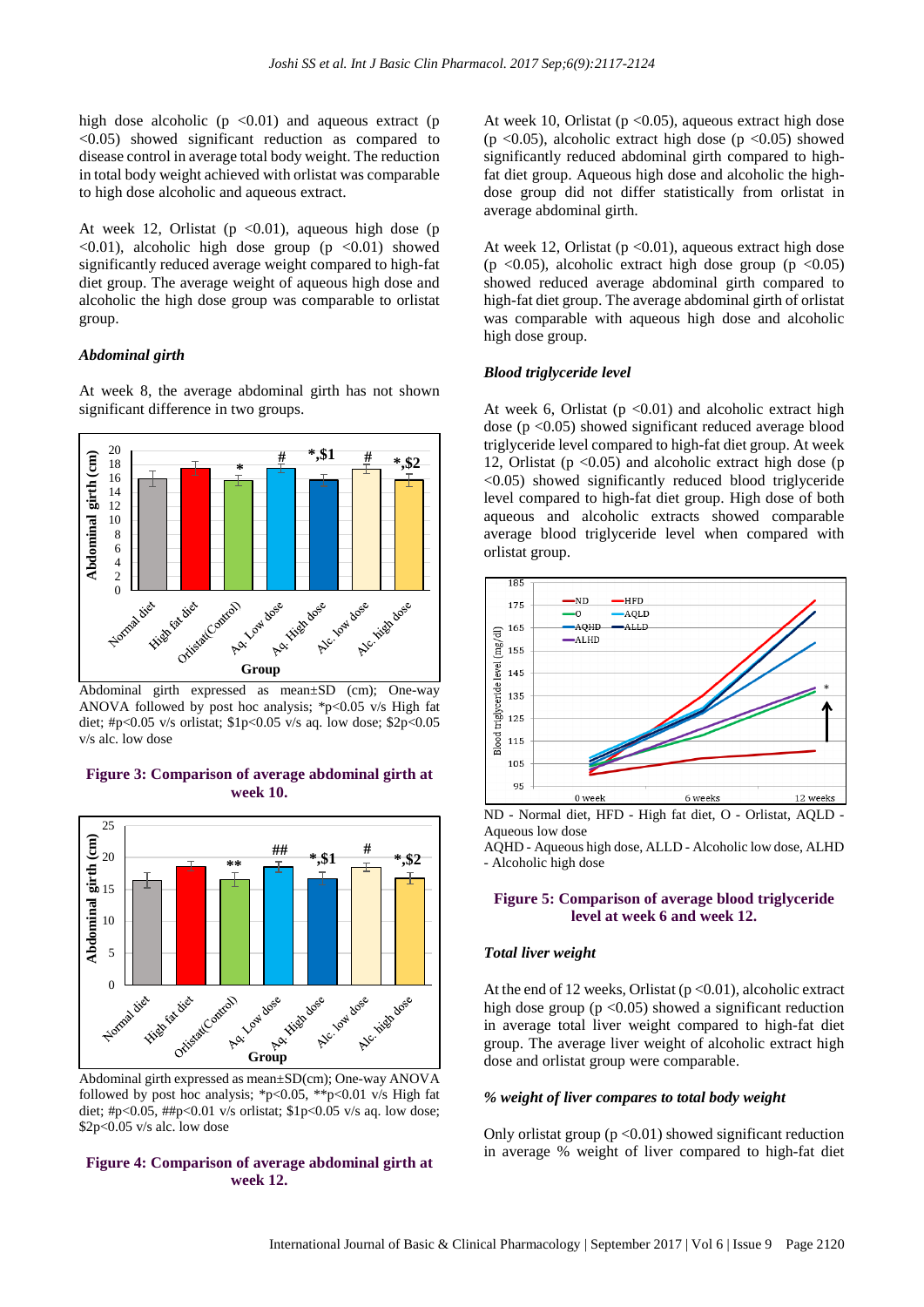high dose alcoholic ($p < 0.01$) and aqueous extract ($p < 0.05$) showed significant reduction as compared to disease control in average total body weight. The reduction in total body weight achieved with orlistat was comparable to high dose alcoholic and aqueous extract.

At week 12, Orlistat ($p < 0.01$), aqueous high dose ($p < 0.01$), alcoholic high dose ($p < 0.01$) showed significantly reduced average weight compared to high-fat diet group. The average weight of aqueous high dose and alcoholic the high dose group was comparable to orlistat group.

### *Abdominal girth*

At week 8, the average abdominal girth has not shown significant difference in two groups.

Abdominal girth expressed as mean±SD (cm); One-way ANOVA followed by post hoc analysis; *p<0.05 v/s High fat diet; #p<0.05 v/s orlistat; $1p<0.05 v/s aq. low dose; $2p<0.05 v/s alc. low dose

**Figure 3: Comparison of average abdominal girth at week 10.**

Abdominal girth expressed as mean±SD(cm); One-way ANOVA followed by post hoc analysis; *p<0.05, **p<0.01 v/s High fat diet; #p<0.05, ##p<0.01 v/s orlistat; $1p<0.05 v/s aq. low dose; $2p<0.05 v/s alc. low dose

**Figure 4: Comparison of average abdominal girth at week 12.**

At week 10, Orlistat ($p < 0.05$), aqueous extract high dose ($p < 0.05$), alcoholic extract high dose ($p < 0.05$) showed significantly reduced abdominal girth compared to high-fat diet group. Aqueous high dose and alcoholic the high-dose group did not differ statistically from orlistat in average abdominal girth.

At week 12, Orlistat ($p < 0.01$), aqueous extract high dose ($p < 0.05$), alcoholic extract high dose group ($p < 0.05$) showed reduced average abdominal girth compared to high-fat diet group. The average abdominal girth of orlistat was comparable with aqueous high dose and alcoholic high dose group.

### *Blood triglyceride level*

At week 6, Orlistat ($p < 0.01$) and alcoholic extract high dose ($p < 0.05$) showed significant reduced average blood triglyceride level compared to high-fat diet group. At week 12, Orlistat ($p < 0.05$) and alcoholic extract high dose ($p < 0.05$) showed significantly reduced blood triglyceride level compared to high-fat diet group. High dose of both aqueous and alcoholic extracts showed comparable average blood triglyceride level when compared with orlistat group.

ND - Normal diet, HFD - High fat diet, O - Orlistat, AQLD - Aqueous low dose
AQHD - Aqueous high dose, ALLD - Alcoholic low dose, ALHD - Alcoholic high dose

**Figure 5: Comparison of average blood triglyceride level at week 6 and week 12.**

### *Total liver weight*

At the end of 12 weeks, Orlistat ($p < 0.01$), alcoholic extract high dose group ($p < 0.05$) showed a significant reduction in average total liver weight compared to high-fat diet group. The average liver weight of alcoholic extract high dose and orlistat group were comparable.

### *% weight of liver compares to total body weight*

Only orlistat group ($p < 0.01$) showed significant reduction in average % weight of liver compared to high-fat diet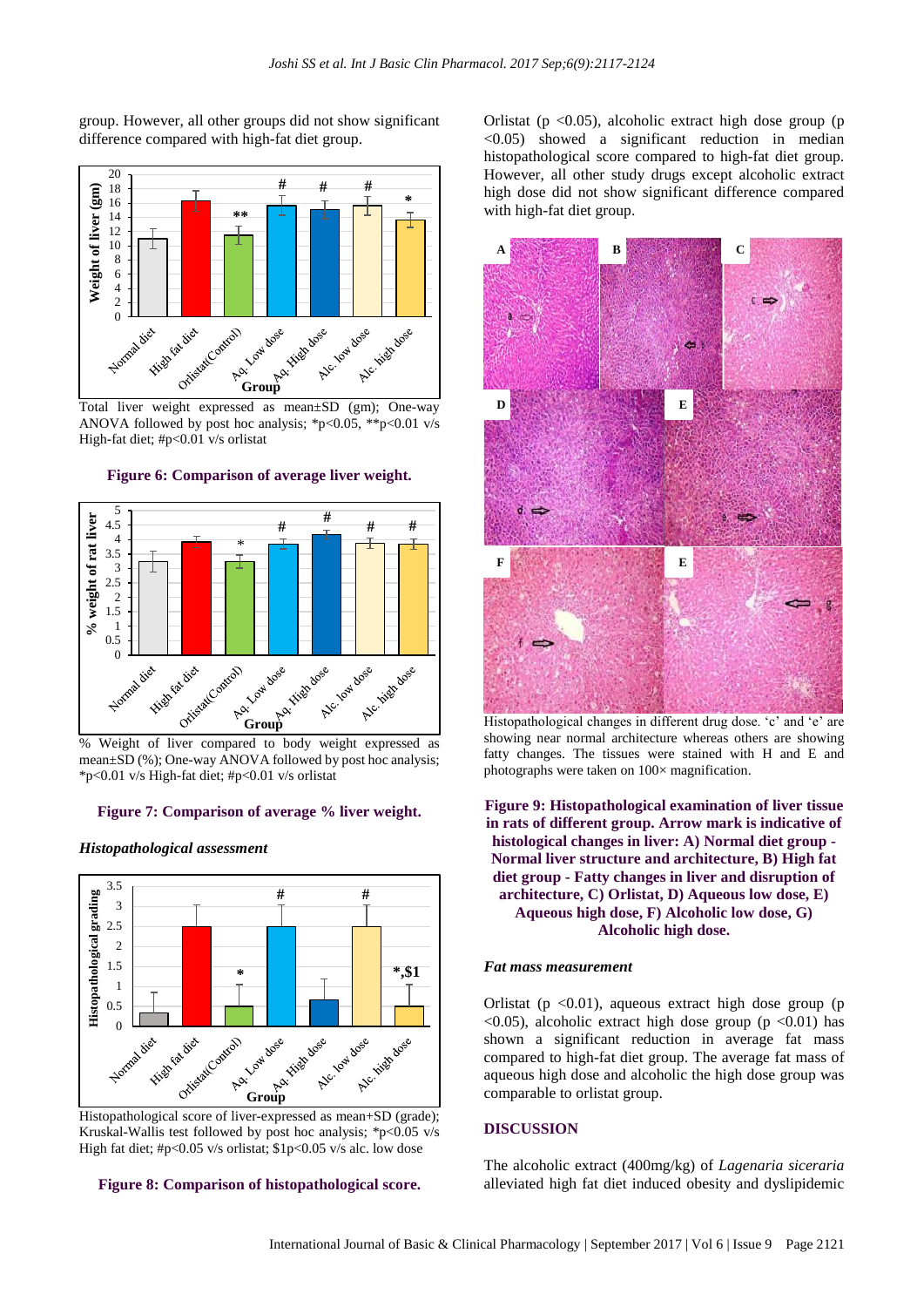group. However, all other groups did not show significant difference compared with high-fat diet group.

Total liver weight expressed as mean±SD (gm); One-way ANOVA followed by post hoc analysis; *p<0.05, **p<0.01 v/s High-fat diet; #p<0.01 v/s orlistat

**Figure 6: Comparison of average liver weight.**

% Weight of liver compared to body weight expressed as mean±SD (%); One-way ANOVA followed by post hoc analysis; *p<0.01 v/s High-fat diet; #p<0.01 v/s orlistat

**Figure 7: Comparison of average % liver weight.**

### *Histopathological assessment*

Histopathological score of liver-expressed as mean+SD (grade); Kruskal-Wallis test followed by post hoc analysis; *p<0.05 v/s High fat diet; #p<0.05 v/s orlistat; $1p<0.05 v/s alc. low dose

**Figure 8: Comparison of histopathological score.**

Orlistat (p <0.05), alcoholic extract high dose group (p <0.05) showed a significant reduction in median histopathological score compared to high-fat diet group. However, all other study drugs except alcoholic extract high dose did not show significant difference compared with high-fat diet group.

Histopathological changes in different drug dose. 'c' and 'e' are showing near normal architecture whereas others are showing fatty changes. The tissues were stained with H and E and photographs were taken on 100× magnification.

**Figure 9: Histopathological examination of liver tissue in rats of different group. Arrow mark is indicative of histological changes in liver: A) Normal diet group - Normal liver structure and architecture, B) High fat diet group - Fatty changes in liver and disruption of architecture, C) Orlistat, D) Aqueous low dose, E) Aqueous high dose, F) Alcoholic low dose, G) Alcoholic high dose.**

### *Fat mass measurement*

Orlistat (p <0.01), aqueous extract high dose group (p <0.05), alcoholic extract high dose group (p <0.01) has shown a significant reduction in average fat mass compared to high-fat diet group. The average fat mass of aqueous high dose and alcoholic the high dose group was comparable to orlistat group.

## DISCUSSION

The alcoholic extract (400mg/kg) of *Lagenaria siceraria* alleviated high fat diet induced obesity and dyslipidemic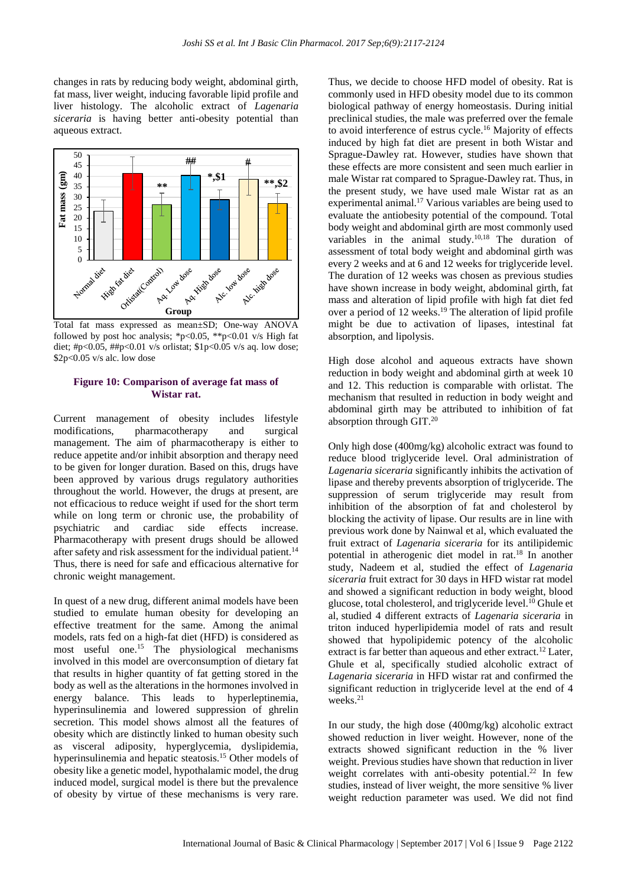changes in rats by reducing body weight, abdominal girth, fat mass, liver weight, inducing favorable lipid profile and liver histology. The alcoholic extract of *Lagenaria siceraria* is having better anti-obesity potential than aqueous extract.

Total fat mass expressed as mean±SD; One-way ANOVA followed by post hoc analysis; *p<0.05, **p<0.01 v/s High fat diet; #p<0.05, ##p<0.01 v/s orlistat; $1p<0.05 v/s aq. low dose; $2p<0.05 v/s alc. low dose

**Figure 10: Comparison of average fat mass of Wistar rat.**

Current management of obesity includes lifestyle modifications, pharmacotherapy and surgical management. The aim of pharmacotherapy is either to reduce appetite and/or inhibit absorption and therapy need to be given for longer duration. Based on this, drugs have been approved by various drugs regulatory authorities throughout the world. However, the drugs at present, are not efficacious to reduce weight if used for the short term while on long term or chronic use, the probability of psychiatric and cardiac side effects increase. Pharmacotherapy with present drugs should be allowed after safety and risk assessment for the individual patient.[14] Thus, there is need for safe and efficacious alternative for chronic weight management.

In quest of a new drug, different animal models have been studied to emulate human obesity for developing an effective treatment for the same. Among the animal models, rats fed on a high-fat diet (HFD) is considered as most useful one.[15] The physiological mechanisms involved in this model are overconsumption of dietary fat that results in higher quantity of fat getting stored in the body as well as the alterations in the hormones involved in energy balance. This leads to hyperleptinemia, hyperinsulinemia and lowered suppression of ghrelin secretion. This model shows almost all the features of obesity which are distinctly linked to human obesity such as visceral adiposity, hyperglycemia, dyslipidemia, hyperinsulinemia and hepatic steatosis.[15] Other models of obesity like a genetic model, hypothalamic model, the drug induced model, surgical model is there but the prevalence of obesity by virtue of these mechanisms is very rare. Thus, we decide to choose HFD model of obesity. Rat is commonly used in HFD obesity model due to its common biological pathway of energy homeostasis. During initial preclinical studies, the male was preferred over the female to avoid interference of estrus cycle.[16] Majority of effects induced by high fat diet are present in both Wistar and Sprague-Dawley rat. However, studies have shown that these effects are more consistent and seen much earlier in male Wistar rat compared to Sprague-Dawley rat. Thus, in the present study, we have used male Wistar rat as an experimental animal.[17] Various variables are being used to evaluate the antiobesity potential of the compound. Total body weight and abdominal girth are most commonly used variables in the animal study.[10,18] The duration of assessment of total body weight and abdominal girth was every 2 weeks and at 6 and 12 weeks for triglyceride level. The duration of 12 weeks was chosen as previous studies have shown increase in body weight, abdominal girth, fat mass and alteration of lipid profile with high fat diet fed over a period of 12 weeks.[19] The alteration of lipid profile might be due to activation of lipases, intestinal fat absorption, and lipolysis.

High dose alcohol and aqueous extracts have shown reduction in body weight and abdominal girth at week 10 and 12. This reduction is comparable with orlistat. The mechanism that resulted in reduction in body weight and abdominal girth may be attributed to inhibition of fat absorption through GIT.[20]

Only high dose (400mg/kg) alcoholic extract was found to reduce blood triglyceride level. Oral administration of *Lagenaria siceraria* significantly inhibits the activation of lipase and thereby prevents absorption of triglyceride. The suppression of serum triglyceride may result from inhibition of the absorption of fat and cholesterol by blocking the activity of lipase. Our results are in line with previous work done by Nainwal et al, which evaluated the fruit extract of *Lagenaria siceraria* for its antilipidemic potential in atherogenic diet model in rat.[18] In another study, Nadeem et al, studied the effect of *Lagenaria siceraria* fruit extract for 30 days in HFD wistar rat model and showed a significant reduction in body weight, blood glucose, total cholesterol, and triglyceride level.[10] Ghule et al, studied 4 different extracts of *Lagenaria siceraria* in triton induced hyperlipidemia model of rats and result showed that hypolipidemic potency of the alcoholic extract is far better than aqueous and ether extract.[12] Later, Ghule et al, specifically studied alcoholic extract of *Lagenaria siceraria* in HFD wistar rat and confirmed the significant reduction in triglyceride level at the end of 4 weeks.[21]

In our study, the high dose (400mg/kg) alcoholic extract showed reduction in liver weight. However, none of the extracts showed significant reduction in the % liver weight. Previous studies have shown that reduction in liver weight correlates with anti-obesity potential.[22] In few studies, instead of liver weight, the more sensitive % liver weight reduction parameter was used. We did not find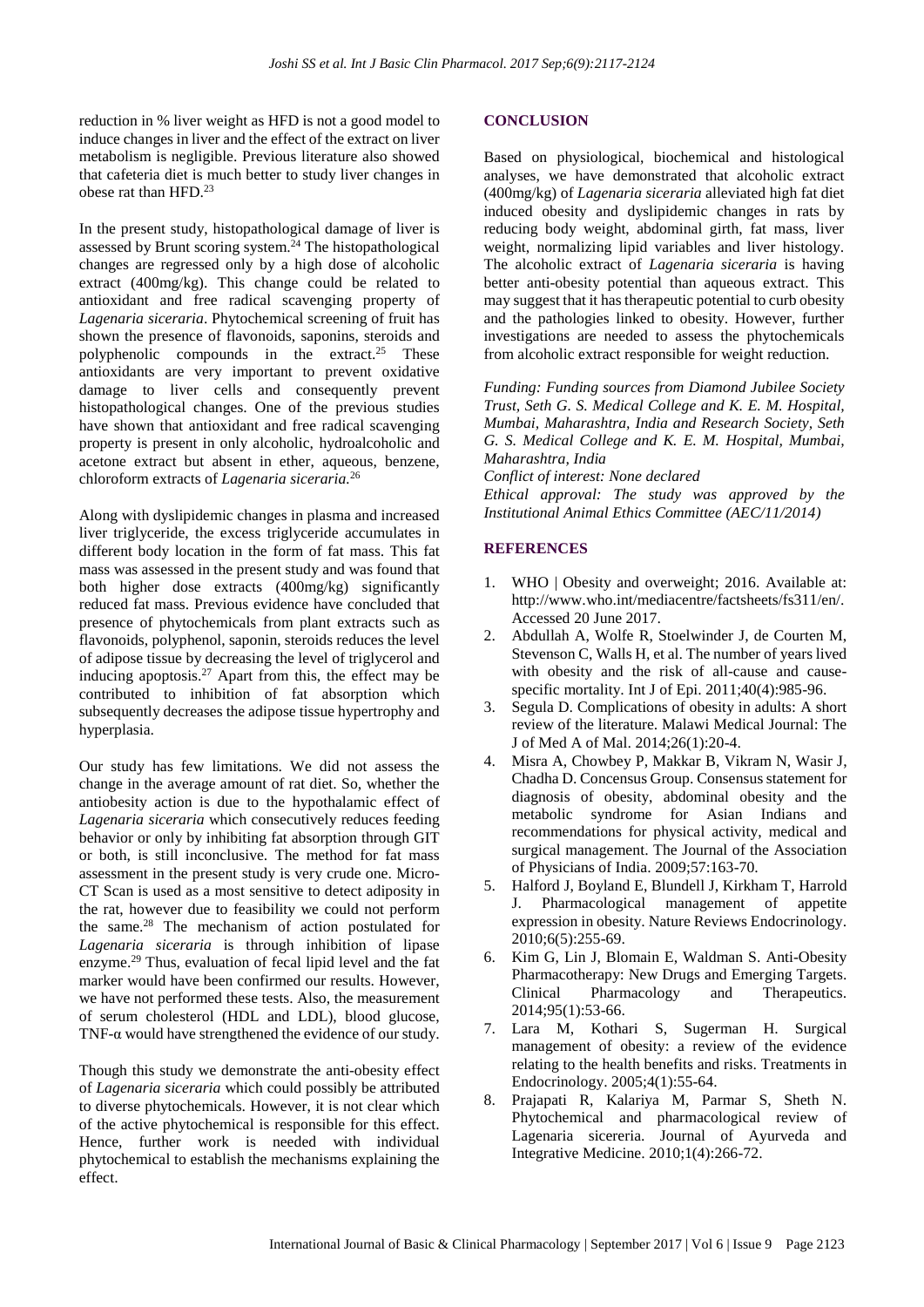reduction in % liver weight as HFD is not a good model to induce changes in liver and the effect of the extract on liver metabolism is negligible. Previous literature also showed that cafeteria diet is much better to study liver changes in obese rat than HFD.[23]

In the present study, histopathological damage of liver is assessed by Brunt scoring system.[24] The histopathological changes are regressed only by a high dose of alcoholic extract (400mg/kg). This change could be related to antioxidant and free radical scavenging property of *Lagenaria siceraria*. Phytochemical screening of fruit has shown the presence of flavonoids, saponins, steroids and polyphenolic compounds in the extract.[25] These antioxidants are very important to prevent oxidative damage to liver cells and consequently prevent histopathological changes. One of the previous studies have shown that antioxidant and free radical scavenging property is present in only alcoholic, hydroalcoholic and acetone extract but absent in ether, aqueous, benzene, chloroform extracts of *Lagenaria siceraria.*[26]

Along with dyslipidemic changes in plasma and increased liver triglyceride, the excess triglyceride accumulates in different body location in the form of fat mass. This fat mass was assessed in the present study and was found that both higher dose extracts (400mg/kg) significantly reduced fat mass. Previous evidence have concluded that presence of phytochemicals from plant extracts such as flavonoids, polyphenol, saponin, steroids reduces the level of adipose tissue by decreasing the level of triglycerol and inducing apoptosis.[27] Apart from this, the effect may be contributed to inhibition of fat absorption which subsequently decreases the adipose tissue hypertrophy and hyperplasia.

Our study has few limitations. We did not assess the change in the average amount of rat diet. So, whether the antiobesity action is due to the hypothalamic effect of *Lagenaria siceraria* which consecutively reduces feeding behavior or only by inhibiting fat absorption through GIT or both, is still inconclusive. The method for fat mass assessment in the present study is very crude one. Micro-CT Scan is used as a most sensitive to detect adiposity in the rat, however due to feasibility we could not perform the same.[28] The mechanism of action postulated for *Lagenaria siceraria* is through inhibition of lipase enzyme.[29] Thus, evaluation of fecal lipid level and the fat marker would have been confirmed our results. However, we have not performed these tests. Also, the measurement of serum cholesterol (HDL and LDL), blood glucose, TNF-α would have strengthened the evidence of our study.

Though this study we demonstrate the anti-obesity effect of *Lagenaria siceraria* which could possibly be attributed to diverse phytochemicals. However, it is not clear which of the active phytochemical is responsible for this effect. Hence, further work is needed with individual phytochemical to establish the mechanisms explaining the effect.

## CONCLUSION

Based on physiological, biochemical and histological analyses, we have demonstrated that alcoholic extract (400mg/kg) of *Lagenaria siceraria* alleviated high fat diet induced obesity and dyslipidemic changes in rats by reducing body weight, abdominal girth, fat mass, liver weight, normalizing lipid variables and liver histology. The alcoholic extract of *Lagenaria siceraria* is having better anti-obesity potential than aqueous extract. This may suggest that it has therapeutic potential to curb obesity and the pathologies linked to obesity. However, further investigations are needed to assess the phytochemicals from alcoholic extract responsible for weight reduction.

*Funding: Funding sources from Diamond Jubilee Society Trust, Seth G. S. Medical College and K. E. M. Hospital, Mumbai, Maharashtra, India and Research Society, Seth G. S. Medical College and K. E. M. Hospital, Mumbai, Maharashtra, India*
*Conflict of interest: None declared*
*Ethical approval: The study was approved by the Institutional Animal Ethics Committee (AEC/11/2014)*

## REFERENCES

1. WHO | Obesity and overweight; 2016. Available at: http://www.who.int/mediacentre/factsheets/fs311/en/. Accessed 20 June 2017.
2. Abdullah A, Wolfe R, Stoelwinder J, de Courten M, Stevenson C, Walls H, et al. The number of years lived with obesity and the risk of all-cause and cause-specific mortality. Int J of Epi. 2011;40(4):985-96.
3. Segula D. Complications of obesity in adults: A short review of the literature. Malawi Medical Journal: The J of Med A of Mal. 2014;26(1):20-4.
4. Misra A, Chowbey P, Makkar B, Vikram N, Wasir J, Chadha D. Concensus Group. Consensus statement for diagnosis of obesity, abdominal obesity and the metabolic syndrome for Asian Indians and recommendations for physical activity, medical and surgical management. The Journal of the Association of Physicians of India. 2009;57:163-70.
5. Halford J, Boyland E, Blundell J, Kirkham T, Harrold J. Pharmacological management of appetite expression in obesity. Nature Reviews Endocrinology. 2010;6(5):255-69.
6. Kim G, Lin J, Blomain E, Waldman S. Anti-Obesity Pharmacotherapy: New Drugs and Emerging Targets. Clinical Pharmacology and Therapeutics. 2014;95(1):53-66.
7. Lara M, Kothari S, Sugerman H. Surgical management of obesity: a review of the evidence relating to the health benefits and risks. Treatments in Endocrinology. 2005;4(1):55-64.
8. Prajapati R, Kalariya M, Parmar S, Sheth N. Phytochemical and pharmacological review of Lagenaria sicereria. Journal of Ayurveda and Integrative Medicine. 2010;1(4):266-72.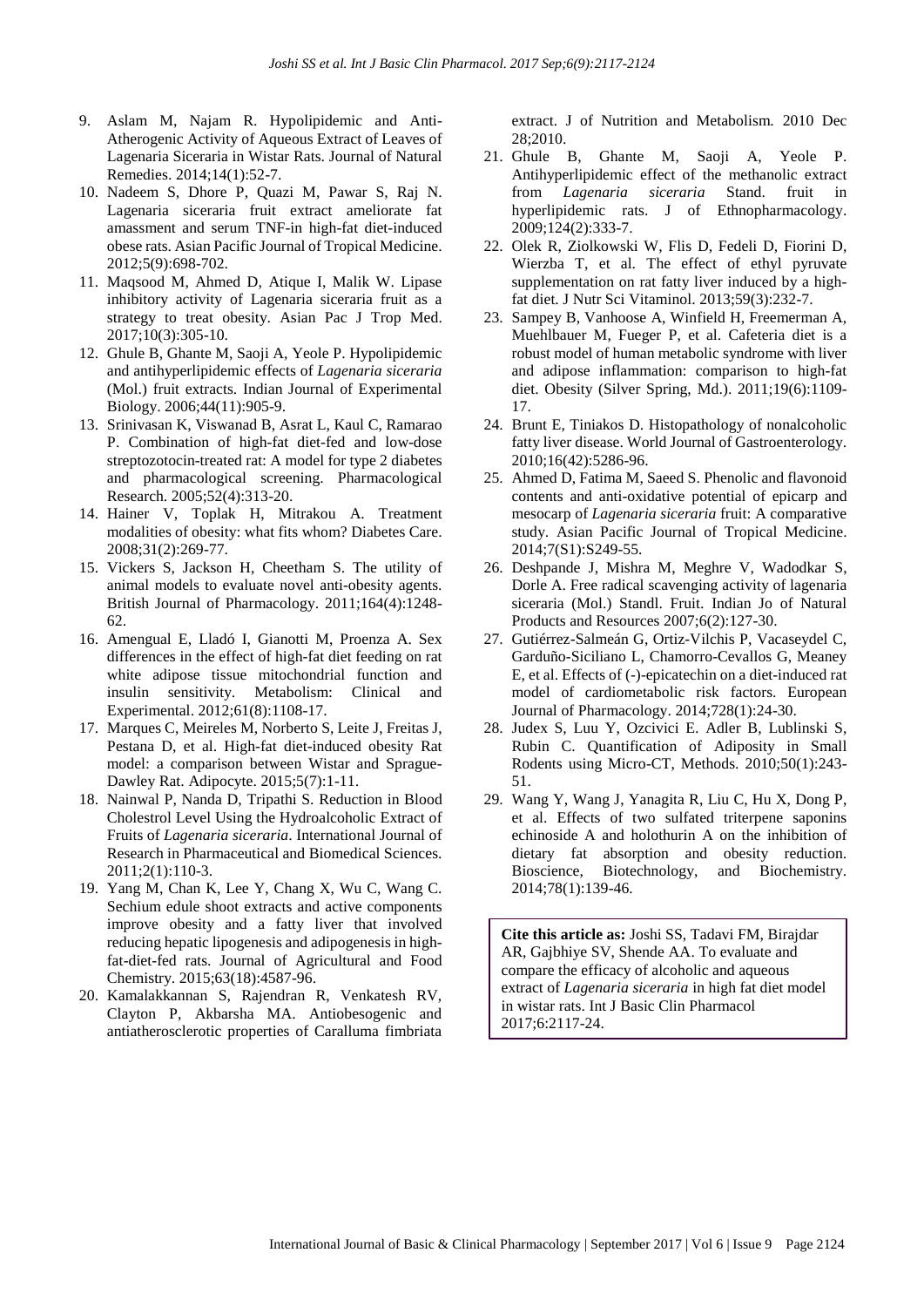9. Aslam M, Najam R. Hypolipidemic and Anti-Atherogenic Activity of Aqueous Extract of Leaves of Lagenaria Siceraria in Wistar Rats. Journal of Natural Remedies. 2014;14(1):52-7.
10. Nadeem S, Dhore P, Quazi M, Pawar S, Raj N. Lagenaria siceraria fruit extract ameliorate fat amassment and serum TNF-in high-fat diet-induced obese rats. Asian Pacific Journal of Tropical Medicine. 2012;5(9):698-702.
11. Maqsood M, Ahmed D, Atique I, Malik W. Lipase inhibitory activity of Lagenaria siceraria fruit as a strategy to treat obesity. Asian Pac J Trop Med. 2017;10(3):305-10.
12. Ghule B, Ghante M, Saoji A, Yeole P. Hypolipidemic and antihyperlipidemic effects of *Lagenaria siceraria* (Mol.) fruit extracts. Indian Journal of Experimental Biology. 2006;44(11):905-9.
13. Srinivasan K, Viswanad B, Asrat L, Kaul C, Ramarao P. Combination of high-fat diet-fed and low-dose streptozotocin-treated rat: A model for type 2 diabetes and pharmacological screening. Pharmacological Research. 2005;52(4):313-20.
14. Hainer V, Toplak H, Mitrakou A. Treatment modalities of obesity: what fits whom? Diabetes Care. 2008;31(2):269-77.
15. Vickers S, Jackson H, Cheetham S. The utility of animal models to evaluate novel anti-obesity agents. British Journal of Pharmacology. 2011;164(4):1248-62.
16. Amengual E, Lladó I, Gianotti M, Proenza A. Sex differences in the effect of high-fat diet feeding on rat white adipose tissue mitochondrial function and insulin sensitivity. Metabolism: Clinical and Experimental. 2012;61(8):1108-17.
17. Marques C, Meireles M, Norberto S, Leite J, Freitas J, Pestana D, et al. High-fat diet-induced obesity Rat model: a comparison between Wistar and Sprague-Dawley Rat. Adipocyte. 2015;5(7):1-11.
18. Nainwal P, Nanda D, Tripathi S. Reduction in Blood Cholestrol Level Using the Hydroalcoholic Extract of Fruits of *Lagenaria siceraria*. International Journal of Research in Pharmaceutical and Biomedical Sciences. 2011;2(1):110-3.
19. Yang M, Chan K, Lee Y, Chang X, Wu C, Wang C. Sechium edule shoot extracts and active components improve obesity and a fatty liver that involved reducing hepatic lipogenesis and adipogenesis in high-fat-diet-fed rats. Journal of Agricultural and Food Chemistry. 2015;63(18):4587-96.
20. Kamalakkannan S, Rajendran R, Venkatesh RV, Clayton P, Akbarsha MA. Antiobesogenic and antiatherosclerotic properties of Caralluma fimbriata extract. J of Nutrition and Metabolism. 2010 Dec 28;2010.
21. Ghule B, Ghante M, Saoji A, Yeole P. Antihyperlipidemic effect of the methanolic extract from *Lagenaria siceraria* Stand. fruit in hyperlipidemic rats. J of Ethnopharmacology. 2009;124(2):333-7.
22. Olek R, Ziolkowski W, Flis D, Fedeli D, Fiorini D, Wierzba T, et al. The effect of ethyl pyruvate supplementation on rat fatty liver induced by a high-fat diet. J Nutr Sci Vitaminol. 2013;59(3):232-7.
23. Sampey B, Vanhoose A, Winfield H, Freemerman A, Muehlbauer M, Fueger P, et al. Cafeteria diet is a robust model of human metabolic syndrome with liver and adipose inflammation: comparison to high-fat diet. Obesity (Silver Spring, Md.). 2011;19(6):1109-17.
24. Brunt E, Tiniakos D. Histopathology of nonalcoholic fatty liver disease. World Journal of Gastroenterology. 2010;16(42):5286-96.
25. Ahmed D, Fatima M, Saeed S. Phenolic and flavonoid contents and anti-oxidative potential of epicarp and mesocarp of *Lagenaria siceraria* fruit: A comparative study. Asian Pacific Journal of Tropical Medicine. 2014;7(S1):S249-55.
26. Deshpande J, Mishra M, Meghre V, Wadodkar S, Dorle A. Free radical scavenging activity of lagenaria siceraria (Mol.) Standl. Fruit. Indian Jo of Natural Products and Resources 2007;6(2):127-30.
27. Gutiérrez-Salmeán G, Ortiz-Vilchis P, Vacaseydel C, Garduño-Siciliano L, Chamorro-Cevallos G, Meaney E, et al. Effects of (-)-epicatechin on a diet-induced rat model of cardiometabolic risk factors. European Journal of Pharmacology. 2014;728(1):24-30.
28. Judex S, Luu Y, Ozcivici E. Adler B, Lublinski S, Rubin C. Quantification of Adiposity in Small Rodents using Micro-CT, Methods. 2010;50(1):243-51.
29. Wang Y, Wang J, Yanagita R, Liu C, Hu X, Dong P, et al. Effects of two sulfated triterpene saponins echinoside A and holothurin A on the inhibition of dietary fat absorption and obesity reduction. Bioscience, Biotechnology, and Biochemistry. 2014;78(1):139-46.

**Cite this article as:** Joshi SS, Tadavi FM, Birajdar AR, Gajbhiye SV, Shende AA. To evaluate and compare the efficacy of alcoholic and aqueous extract of *Lagenaria siceraria* in high fat diet model in wistar rats. Int J Basic Clin Pharmacol 2017;6:2117-24.